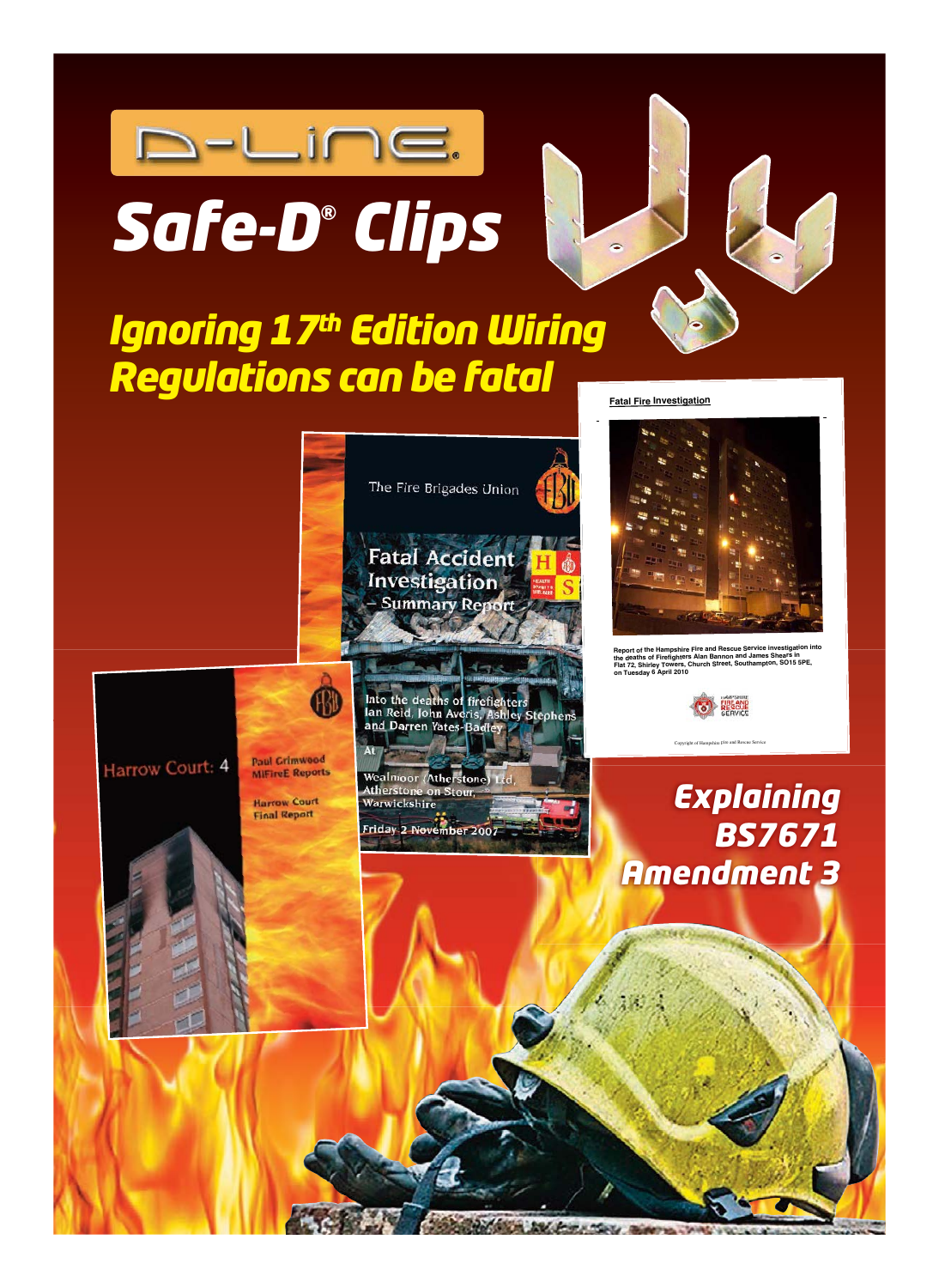# D-LINE

# Safe-D® Clips

## Ignoring 17th Edition Wiring Regulations can be fatal

Fatal Fire Investigation

Report of the Hampshire Fire and Rescue Service investigation into the deaths of Firefighters Alan Bannon and James Shears in Flat 72, Shirley Towers, Church Street, Southampton, SO15 5PE, on Tuesday 6 April 2010

Hampshire Fire and Rescue Service

Copyright of Hampshire Fire and Rescue Service

The Fire Brigades Union

Fatal Accident Investigation – Summary Report

Into the deaths of firefighters Ian Reid, John Averis, Ashley Stephens and Darren Yates-Badley

At

Wealmoor (Atherstone) Ltd, Atherstone on Stour, Warwickshire

Friday 2 November 2007

Harrow Court: 4

Paul Grimwood MIFireE Reports

Harrow Court Final Report

## Explaining BS7671 Amendment 3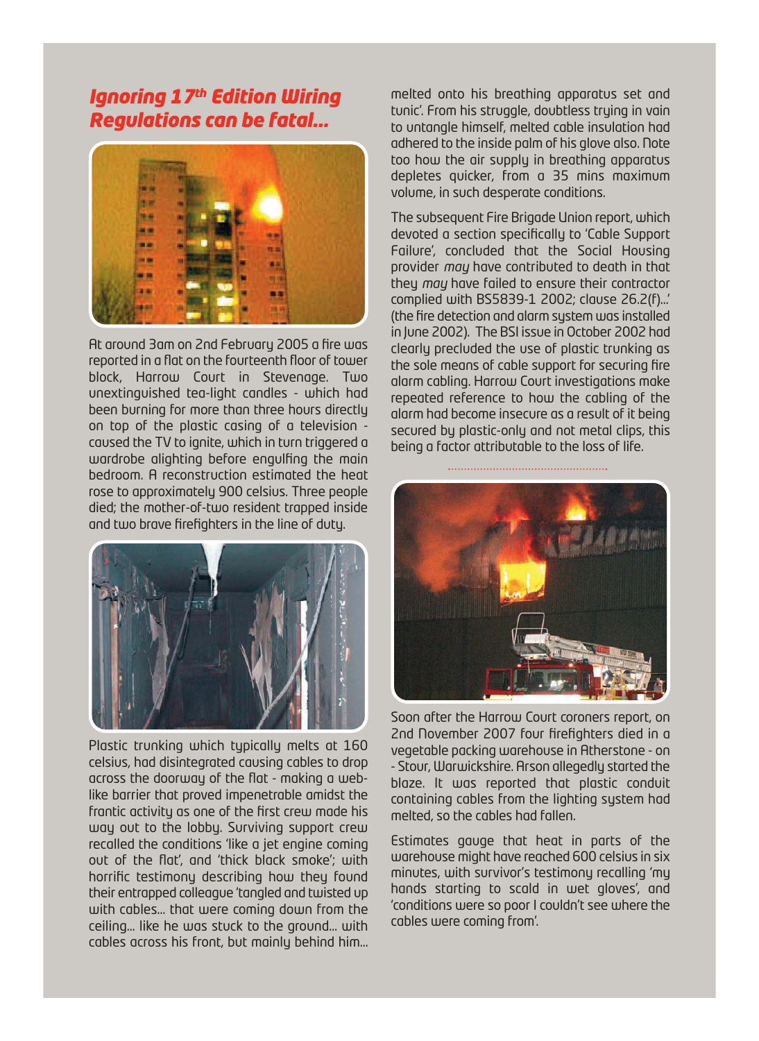## *Ignoring 17th Edition Wiring Regulations can be fatal...*

At around 3am on 2nd February 2005 a fire was reported in a flat on the fourteenth floor of tower block, Harrow Court in Stevenage. Two unextinguished tea-light candles - which had been burning for more than three hours directly on top of the plastic casing of a television - caused the TV to ignite, which in turn triggered a wardrobe alighting before engulfing the main bedroom. A reconstruction estimated the heat rose to approximately 900 celsius. Three people died; the mother-of-two resident trapped inside and two brave firefighters in the line of duty.

Plastic trunking which typically melts at 160 celsius, had disintegrated causing cables to drop across the doorway of the flat - making a web-like barrier that proved impenetrable amidst the frantic activity as one of the first crew made his way out to the lobby. Surviving support crew recalled the conditions 'like a jet engine coming out of the flat', and 'thick black smoke'; with horrific testimony describing how they found their entrapped colleague 'tangled and twisted up with cables... that were coming down from the ceiling... like he was stuck to the ground... with cables across his front, but mainly behind him... melted onto his breathing apparatus set and tunic'. From his struggle, doubtless trying in vain to untangle himself, melted cable insulation had adhered to the inside palm of his glove also. Note too how the air supply in breathing apparatus depletes quicker, from a 35 mins maximum volume, in such desperate conditions.

The subsequent Fire Brigade Union report, which devoted a section specifically to 'Cable Support Failure', concluded that the Social Housing provider *may* have contributed to death in that they *may* have failed to ensure their contractor complied with BS5839-1 2002; clause 26.2(f)...' (the fire detection and alarm system was installed in June 2002). The BSI issue in October 2002 had clearly precluded the use of plastic trunking as the sole means of cable support for securing fire alarm cabling. Harrow Court investigations make repeated reference to how the cabling of the alarm had become insecure as a result of it being secured by plastic-only and not metal clips, this being a factor attributable to the loss of life.

Soon after the Harrow Court coroners report, on 2nd November 2007 four firefighters died in a vegetable packing warehouse in Atherstone - on - Stour, Warwickshire. Arson allegedly started the blaze. It was reported that plastic conduit containing cables from the lighting system had melted, so the cables had fallen.

Estimates gauge that heat in parts of the warehouse might have reached 600 celsius in six minutes, with survivor's testimony recalling 'my hands starting to scald in wet gloves', and 'conditions were so poor I couldn't see where the cables were coming from'.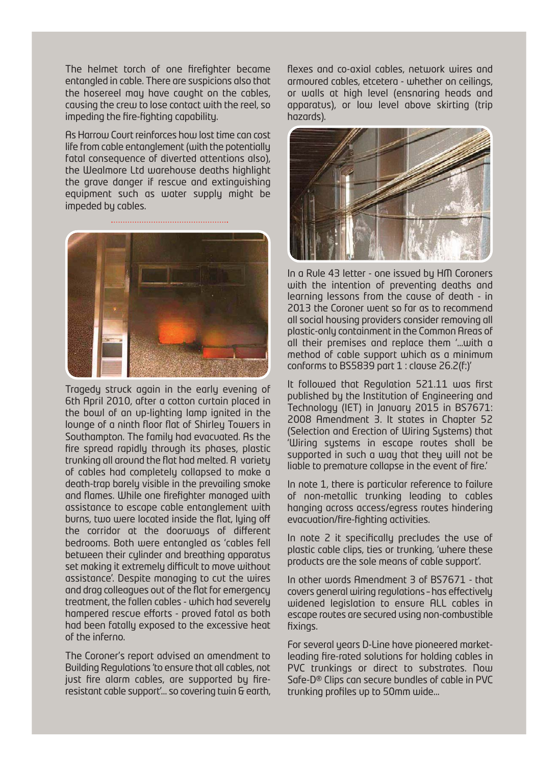The helmet torch of one firefighter became entangled in cable. There are suspicions also that the hosereel may have caught on the cables, causing the crew to lose contact with the reel, so impeding the fire-fighting capability.

As Harrow Court reinforces how lost time can cost life from cable entanglement (with the potentially fatal consequence of diverted attentions also), the Wealmore Ltd warehouse deaths highlight the grave danger if rescue and extinguishing equipment such as water supply might be impeded by cables.

Tragedy struck again in the early evening of 6th April 2010, after a cotton curtain placed in the bowl of an up-lighting lamp ignited in the lounge of a ninth floor flat of Shirley Towers in Southampton. The family had evacuated. As the fire spread rapidly through its phases, plastic trunking all around the flat had melted. A variety of cables had completely collapsed to make a death-trap barely visible in the prevailing smoke and flames. While one firefighter managed with assistance to escape cable entanglement with burns, two were located inside the flat, lying off the corridor at the doorways of different bedrooms. Both were entangled as 'cables fell between their cylinder and breathing apparatus set making it extremely difficult to move without assistance'. Despite managing to cut the wires and drag colleagues out of the flat for emergency treatment, the fallen cables - which had severely hampered rescue efforts - proved fatal as both had been fatally exposed to the excessive heat of the inferno.

The Coroner's report advised an amendment to Building Regulations 'to ensure that all cables, not just fire alarm cables, are supported by fire-resistant cable support'... so covering twin & earth, flexes and co-axial cables, network wires and armoured cables, etcetera - whether on ceilings, or walls at high level (ensnaring heads and apparatus), or low level above skirting (trip hazards).

In a Rule 43 letter - one issued by HM Coroners with the intention of preventing deaths and learning lessons from the cause of death - in 2013 the Coroner went so far as to recommend all social housing providers consider removing all plastic-only containment in the Common Areas of all their premises and replace them '...with a method of cable support which as a minimum conforms to BS5839 part 1 : clause 26.2(f:)'

It followed that Regulation 521.11 was first published by the Institution of Engineering and Technology (IET) in January 2015 in BS7671: 2008 Amendment 3. It states in Chapter 52 (Selection and Erection of Wiring Systems) that 'Wiring systems in escape routes shall be supported in such a way that they will not be liable to premature collapse in the event of fire.'

In note 1, there is particular reference to failure of non-metallic trunking leading to cables hanging across access/egress routes hindering evacuation/fire-fighting activities.

In note 2 it specifically precludes the use of plastic cable clips, ties or trunking, 'where these products are the sole means of cable support'.

In other words Amendment 3 of BS7671 - that covers general wiring regulations – has effectively widened legislation to ensure ALL cables in escape routes are secured using non-combustible fixings.

For several years D-Line have pioneered market-leading fire-rated solutions for holding cables in PVC trunkings or direct to substrates. Now Safe-D® Clips can secure bundles of cable in PVC trunking profiles up to 50mm wide...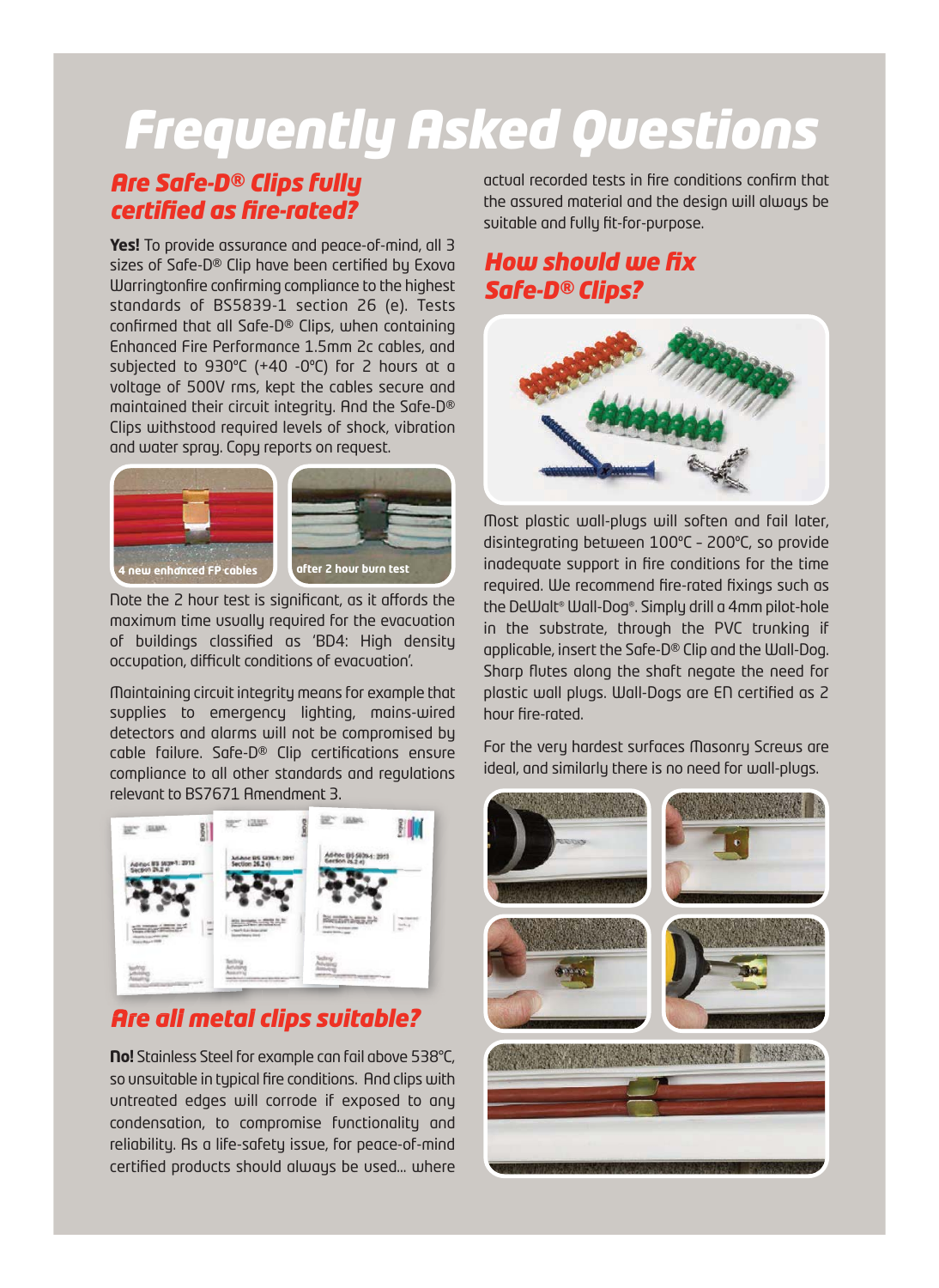# Frequently Asked Questions

## Are Safe-D® Clips fully certified as fire-rated?

**Yes!** To provide assurance and peace-of-mind, all 3 sizes of Safe-D® Clip have been certified by Exova Warringtonfire confirming compliance to the highest standards of BS5839-1 section 26 (e). Tests confirmed that all Safe-D® Clips, when containing Enhanced Fire Performance 1.5mm 2c cables, and subjected to 930°C (+40 -0°C) for 2 hours at a voltage of 500V rms, kept the cables secure and maintained their circuit integrity. And the Safe-D® Clips withstood required levels of shock, vibration and water spray. Copy reports on request.

4 new enhanced FP cables

after 2 hour burn test

Note the 2 hour test is significant, as it affords the maximum time usually required for the evacuation of buildings classified as 'BD4: High density occupation, difficult conditions of evacuation'.

Maintaining circuit integrity means for example that supplies to emergency lighting, mains-wired detectors and alarms will not be compromised by cable failure. Safe-D® Clip certifications ensure compliance to all other standards and regulations relevant to BS7671 Amendment 3.

## Are all metal clips suitable?

**No!** Stainless Steel for example can fail above 538°C, so unsuitable in typical fire conditions. And clips with untreated edges will corrode if exposed to any condensation, to compromise functionality and reliability. As a life-safety issue, for peace-of-mind certified products should always be used... where actual recorded tests in fire conditions confirm that the assured material and the design will always be suitable and fully fit-for-purpose.

## How should we fix Safe-D® Clips?

Most plastic wall-plugs will soften and fail later, disintegrating between 100°C – 200°C, so provide inadequate support in fire conditions for the time required. We recommend fire-rated fixings such as the DeWalt® Wall-Dog®. Simply drill a 4mm pilot-hole in the substrate, through the PVC trunking if applicable, insert the Safe-D® Clip and the Wall-Dog. Sharp flutes along the shaft negate the need for plastic wall plugs. Wall-Dogs are EN certified as 2 hour fire-rated.

For the very hardest surfaces Masonry Screws are ideal, and similarly there is no need for wall-plugs.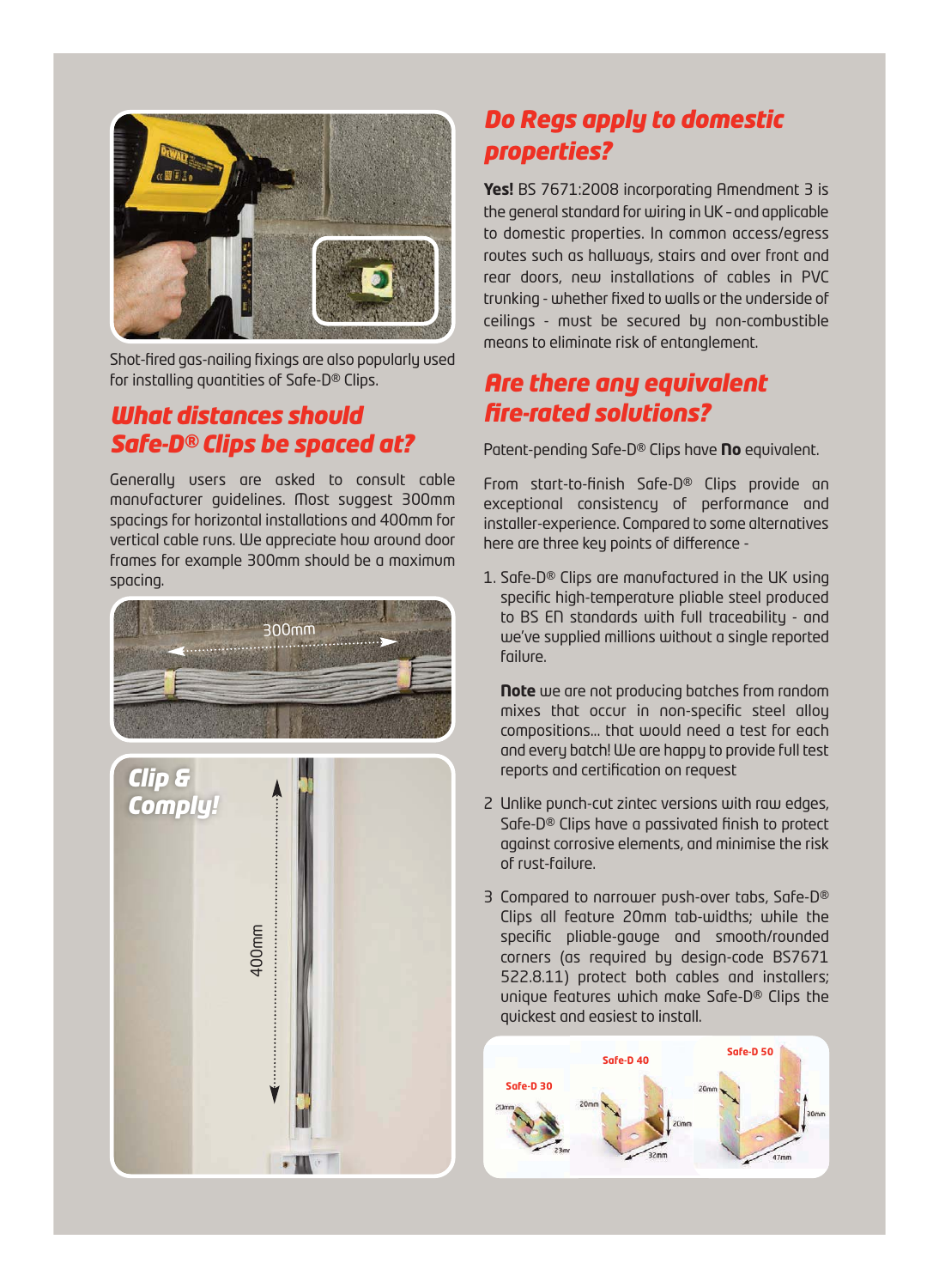Shot-fired gas-nailing fixings are also popularly used for installing quantities of Safe-D® Clips.

## What distances should Safe-D® Clips be spaced at?

Generally users are asked to consult cable manufacturer guidelines. Most suggest 300mm spacings for horizontal installations and 400mm for vertical cable runs. We appreciate how around door frames for example 300mm should be a maximum spacing.

## Do Regs apply to domestic properties?

**Yes!** BS 7671:2008 incorporating Amendment 3 is the general standard for wiring in UK – and applicable to domestic properties. In common access/egress routes such as hallways, stairs and over front and rear doors, new installations of cables in PVC trunking - whether fixed to walls or the underside of ceilings - must be secured by non-combustible means to eliminate risk of entanglement.

## Are there any equivalent fire-rated solutions?

Patent-pending Safe-D® Clips have **No** equivalent.

From start-to-finish Safe-D® Clips provide an exceptional consistency of performance and installer-experience. Compared to some alternatives here are three key points of difference -

1. Safe-D® Clips are manufactured in the UK using specific high-temperature pliable steel produced to BS EN standards with full traceability - and we've supplied millions without a single reported failure.

   **Note** we are not producing batches from random mixes that occur in non-specific steel alloy compositions... that would need a test for each and every batch! We are happy to provide full test reports and certification on request

2. Unlike punch-cut zintec versions with raw edges, Safe-D® Clips have a passivated finish to protect against corrosive elements, and minimise the risk of rust-failure.

3. Compared to narrower push-over tabs, Safe-D® Clips all feature 20mm tab-widths; while the specific pliable-gauge and smooth/rounded corners (as required by design-code BS7671 522.8.11) protect both cables and installers; unique features which make Safe-D® Clips the quickest and easiest to install.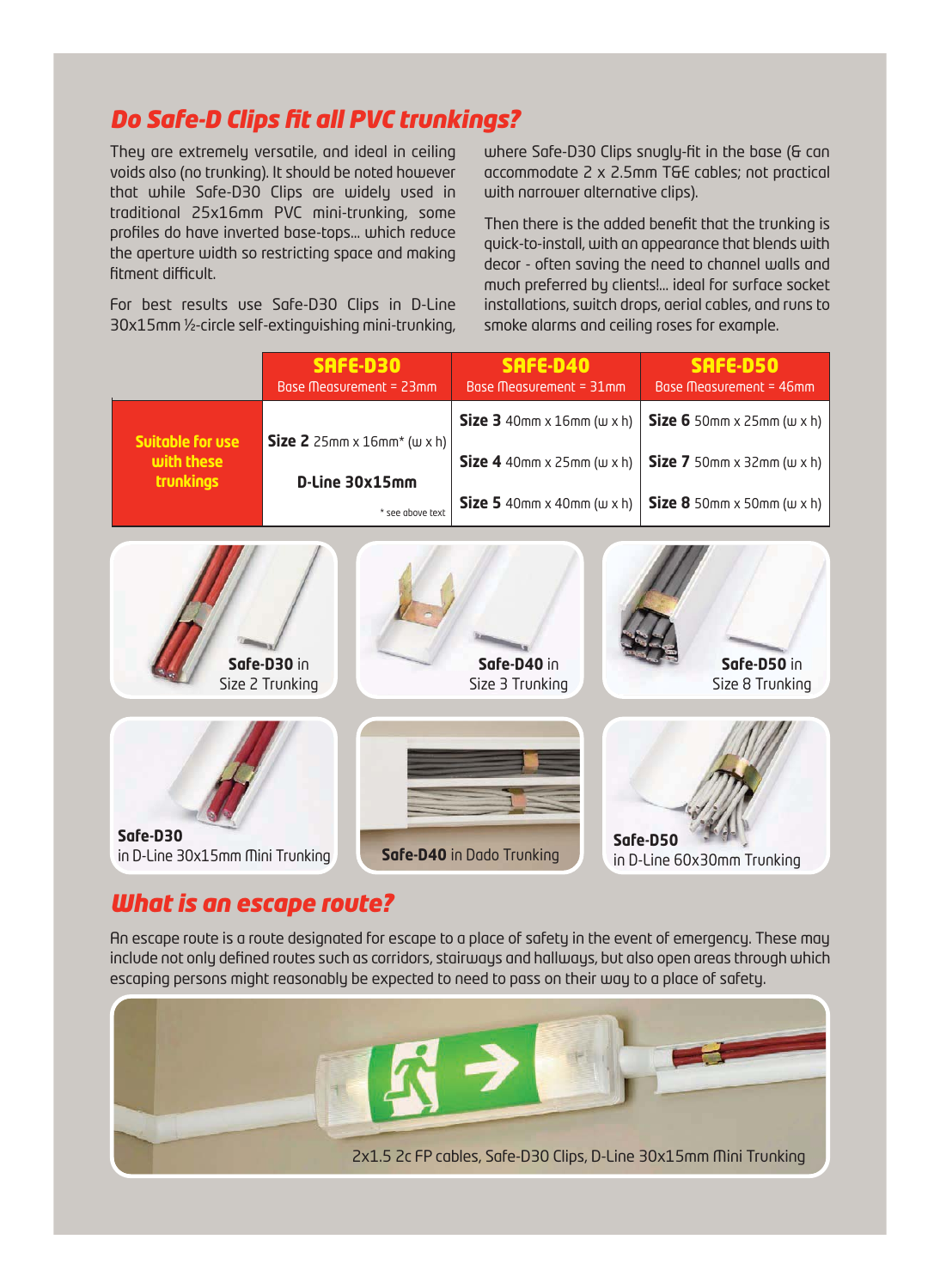## *Do Safe-D Clips fit all PVC trunkings?*

They are extremely versatile, and ideal in ceiling voids also (no trunking). It should be noted however that while Safe-D30 Clips are widely used in traditional 25x16mm PVC mini-trunking, some profiles do have inverted base-tops... which reduce the aperture width so restricting space and making fitment difficult.

For best results use Safe-D30 Clips in D-Line 30x15mm ½-circle self-extinguishing mini-trunking, where Safe-D30 Clips snugly-fit in the base (& can accommodate 2 x 2.5mm T&E cables; not practical with narrower alternative clips).

Then there is the added benefit that the trunking is quick-to-install, with an appearance that blends with decor - often saving the need to channel walls and much preferred by clients!... ideal for surface socket installations, switch drops, aerial cables, and runs to smoke alarms and ceiling roses for example.

| | **SAFE-D30** Base Measurement = 23mm | **SAFE-D40** Base Measurement = 31mm | **SAFE-D50** Base Measurement = 46mm |
|---|---|---|---|
| **Suitable for use with these trunkings** | **Size 2** 25mm x 16mm* (w x h) | **Size 3** 40mm x 16mm (w x h) | **Size 6** 50mm x 25mm (w x h) |
| | **D-Line 30x15mm** | **Size 4** 40mm x 25mm (w x h) | **Size 7** 50mm x 32mm (w x h) |
| | * see above text | **Size 5** 40mm x 40mm (w x h) | **Size 8** 50mm x 50mm (w x h) |

**Safe-D30** in Size 2 Trunking

**Safe-D40** in Size 3 Trunking

**Safe-D50** in Size 8 Trunking

**Safe-D30** in D-Line 30x15mm Mini Trunking

**Safe-D40** in Dado Trunking

**Safe-D50** in D-Line 60x30mm Trunking

## *What is an escape route?*

An escape route is a route designated for escape to a place of safety in the event of emergency. These may include not only defined routes such as corridors, stairways and hallways, but also open areas through which escaping persons might reasonably be expected to need to pass on their way to a place of safety.

2x1.5 2c FP cables, Safe-D30 Clips, D-Line 30x15mm Mini Trunking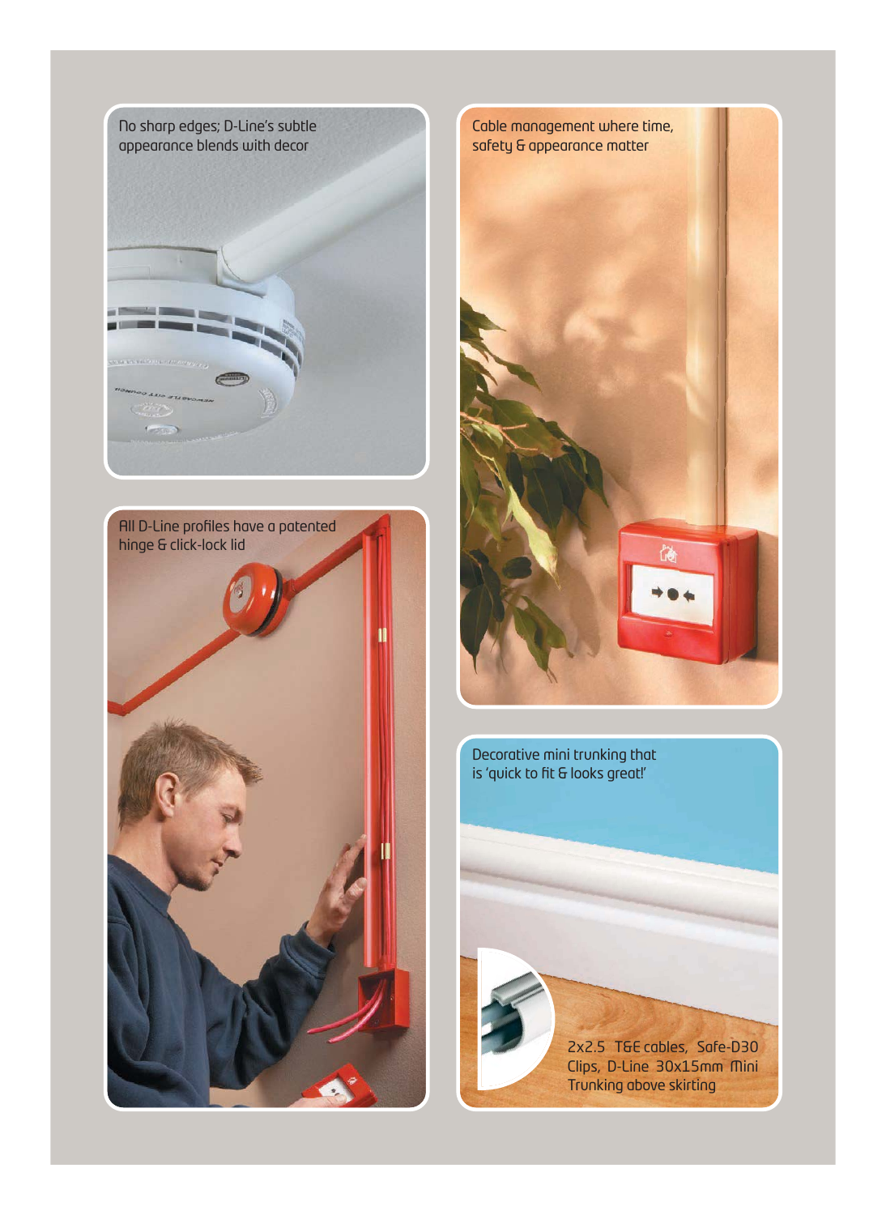No sharp edges; D-Line's subtle appearance blends with decor

Cable management where time, safety & appearance matter

All D-Line profiles have a patented hinge & click-lock lid

Decorative mini trunking that is 'quick to fit & looks great!'

2x2.5 T&E cables, Safe-D30 Clips, D-Line 30x15mm Mini Trunking above skirting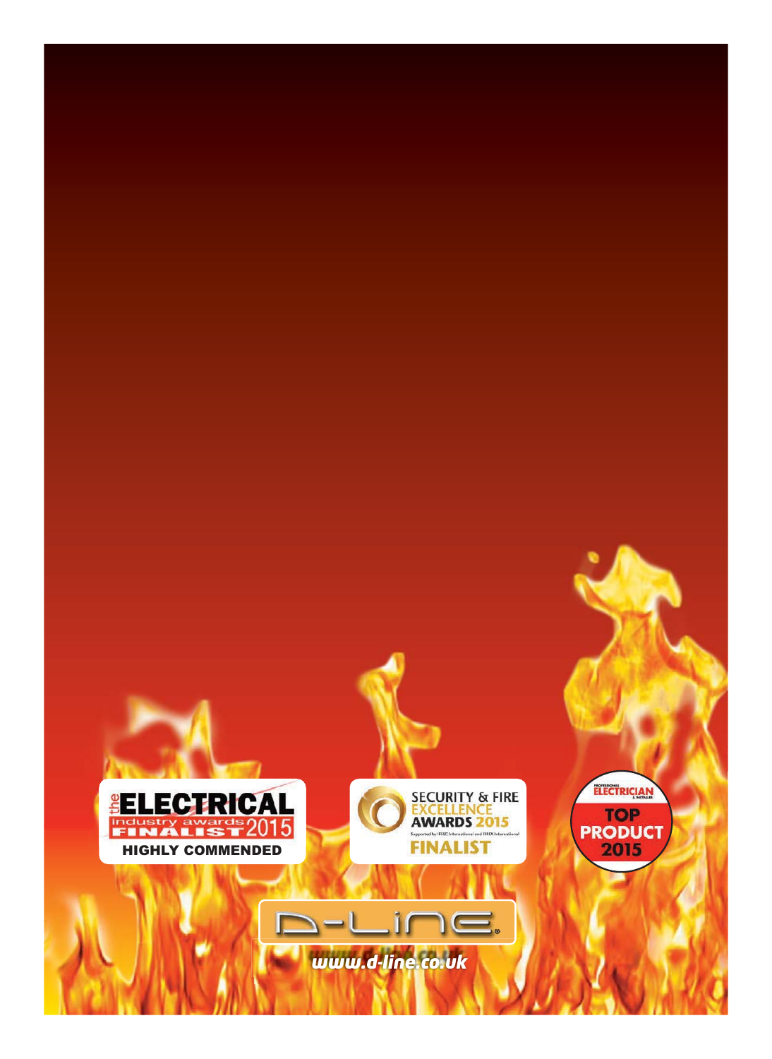the ELECTRICAL industry awards FINALIST 2015

HIGHLY COMMENDED

SECURITY & FIRE EXCELLENCE AWARDS 2015

Supported by IFSEC International and FIREX International

FINALIST

PROFESSIONAL ELECTRICIAN & INSTALLER

TOP PRODUCT 2015

D-LINE

www.d-line.co.uk